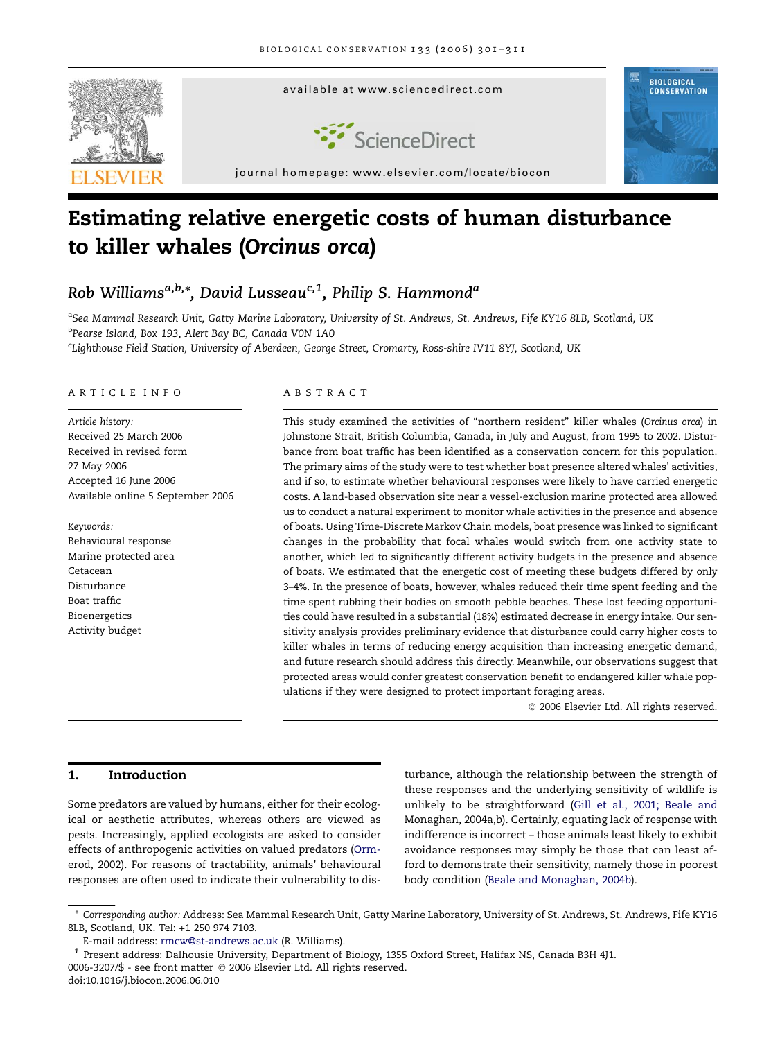# Estimating relative energetic costs of human disturbance to killer whales (*Orcinus orca*)

*Rob Williams*[a,b,*], *David Lusseau*[c,1], *Philip S. Hammond*[a]

[a]Sea Mammal Research Unit, Gatty Marine Laboratory, University of St. Andrews, St. Andrews, Fife KY16 8LB, Scotland, UK
[b]Pearse Island, Box 193, Alert Bay BC, Canada V0N 1A0
[c]Lighthouse Field Station, University of Aberdeen, George Street, Cromarty, Ross-shire IV11 8YJ, Scotland, UK

## ARTICLE INFO

*Article history:*
Received 25 March 2006
Received in revised form 27 May 2006
Accepted 16 June 2006
Available online 5 September 2006

*Keywords:*
Behavioural response
Marine protected area
Cetacean
Disturbance
Boat traffic
Bioenergetics
Activity budget

## ABSTRACT

This study examined the activities of "northern resident" killer whales (*Orcinus orca*) in Johnstone Strait, British Columbia, Canada, in July and August, from 1995 to 2002. Disturbance from boat traffic has been identified as a conservation concern for this population. The primary aims of the study were to test whether boat presence altered whales' activities, and if so, to estimate whether behavioural responses were likely to have carried energetic costs. A land-based observation site near a vessel-exclusion marine protected area allowed us to conduct a natural experiment to monitor whale activities in the presence and absence of boats. Using Time-Discrete Markov Chain models, boat presence was linked to significant changes in the probability that focal whales would switch from one activity state to another, which led to significantly different activity budgets in the presence and absence of boats. We estimated that the energetic cost of meeting these budgets differed by only 3–4%. In the presence of boats, however, whales reduced their time spent feeding and the time spent rubbing their bodies on smooth pebble beaches. These lost feeding opportunities could have resulted in a substantial (18%) estimated decrease in energy intake. Our sensitivity analysis provides preliminary evidence that disturbance could carry higher costs to killer whales in terms of reducing energy acquisition than increasing energetic demand, and future research should address this directly. Meanwhile, our observations suggest that protected areas would confer greatest conservation benefit to endangered killer whale populations if they were designed to protect important foraging areas.

© 2006 Elsevier Ltd. All rights reserved.

## 1. Introduction

Some predators are valued by humans, either for their ecological or aesthetic attributes, whereas others are viewed as pests. Increasingly, applied ecologists are asked to consider effects of anthropogenic activities on valued predators (Ormerod, 2002). For reasons of tractability, animals' behavioural responses are often used to indicate their vulnerability to disturbance, although the relationship between the strength of these responses and the underlying sensitivity of wildlife is unlikely to be straightforward (Gill et al., 2001; Beale and Monaghan, 2004a,b). Certainly, equating lack of response with indifference is incorrect – those animals least likely to exhibit avoidance responses may simply be those that can least afford to demonstrate their sensitivity, namely those in poorest body condition (Beale and Monaghan, 2004b).

\* *Corresponding author:* Address: Sea Mammal Research Unit, Gatty Marine Laboratory, University of St. Andrews, St. Andrews, Fife KY16 8LB, Scotland, UK. Tel: +1 250 974 7103.
E-mail address: rmcw@st-andrews.ac.uk (R. Williams).
[1] Present address: Dalhousie University, Department of Biology, 1355 Oxford Street, Halifax NS, Canada B3H 4J1.
0006-3207/$ - see front matter © 2006 Elsevier Ltd. All rights reserved.
doi:10.1016/j.biocon.2006.06.010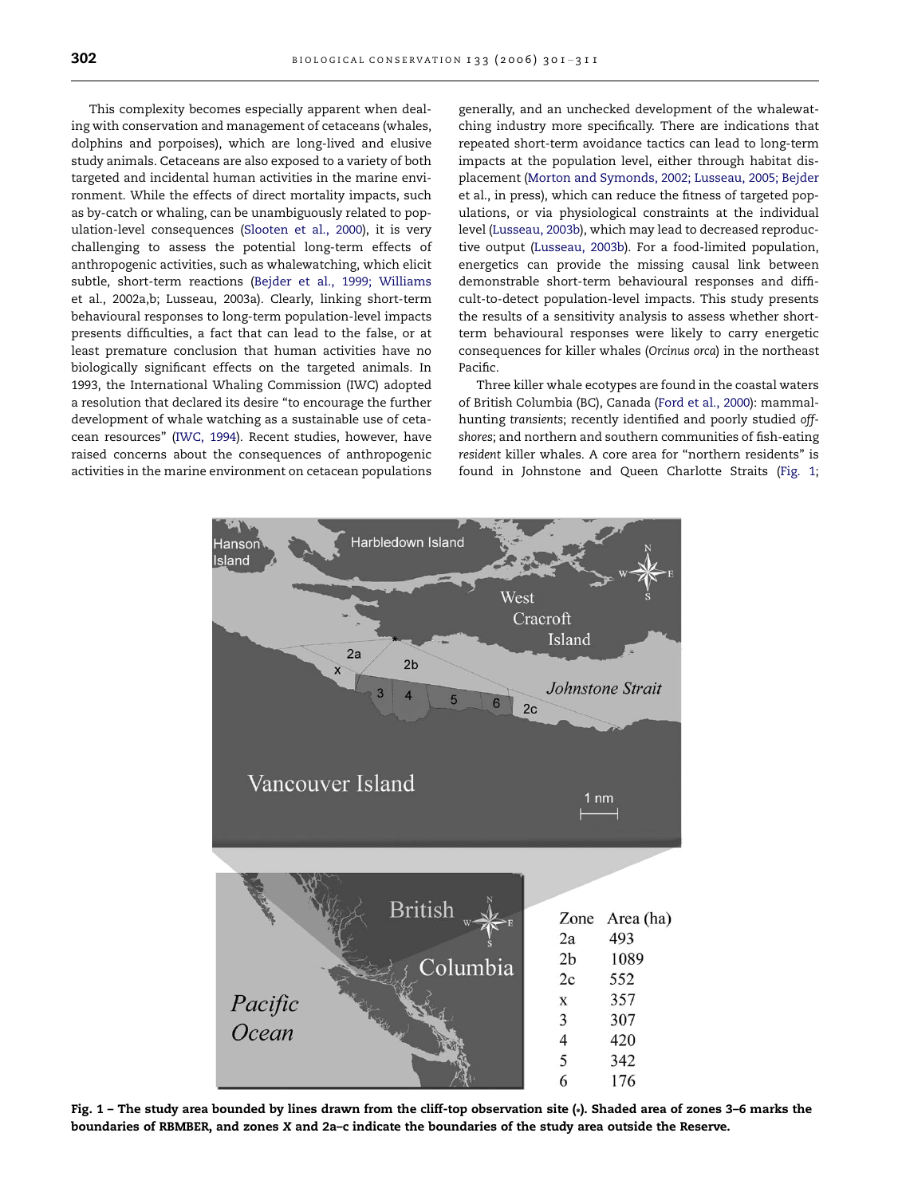This complexity becomes especially apparent when dealing with conservation and management of cetaceans (whales, dolphins and porpoises), which are long-lived and elusive study animals. Cetaceans are also exposed to a variety of both targeted and incidental human activities in the marine environment. While the effects of direct mortality impacts, such as by-catch or whaling, can be unambiguously related to population-level consequences (Slooten et al., 2000), it is very challenging to assess the potential long-term effects of anthropogenic activities, such as whalewatching, which elicit subtle, short-term reactions (Bejder et al., 1999; Williams et al., 2002a,b; Lusseau, 2003a). Clearly, linking short-term behavioural responses to long-term population-level impacts presents difficulties, a fact that can lead to the false, or at least premature conclusion that human activities have no biologically significant effects on the targeted animals. In 1993, the International Whaling Commission (IWC) adopted a resolution that declared its desire "to encourage the further development of whale watching as a sustainable use of cetacean resources" (IWC, 1994). Recent studies, however, have raised concerns about the consequences of anthropogenic activities in the marine environment on cetacean populations generally, and an unchecked development of the whalewatching industry more specifically. There are indications that repeated short-term avoidance tactics can lead to long-term impacts at the population level, either through habitat displacement (Morton and Symonds, 2002; Lusseau, 2005; Bejder et al., in press), which can reduce the fitness of targeted populations, or via physiological constraints at the individual level (Lusseau, 2003b), which may lead to decreased reproductive output (Lusseau, 2003b). For a food-limited population, energetics can provide the missing causal link between demonstrable short-term behavioural responses and difficult-to-detect population-level impacts. This study presents the results of a sensitivity analysis to assess whether short-term behavioural responses were likely to carry energetic consequences for killer whales (*Orcinus orca*) in the northeast Pacific.

Three killer whale ecotypes are found in the coastal waters of British Columbia (BC), Canada (Ford et al., 2000): mammal-hunting *transients*; recently identified and poorly studied *offshores*; and northern and southern communities of fish-eating *resident* killer whales. A core area for "northern residents" is found in Johnstone and Queen Charlotte Straits (Fig. 1;

| Zone | Area (ha) |
|---|---|
| 2a | 493 |
| 2b | 1089 |
| 2c | 552 |
| x | 357 |
| 3 | 307 |
| 4 | 420 |
| 5 | 342 |
| 6 | 176 |

**Fig. 1 – The study area bounded by lines drawn from the cliff-top observation site (*). Shaded area of zones 3–6 marks the boundaries of RBMBER, and zones *X* and 2a–c indicate the boundaries of the study area outside the Reserve.**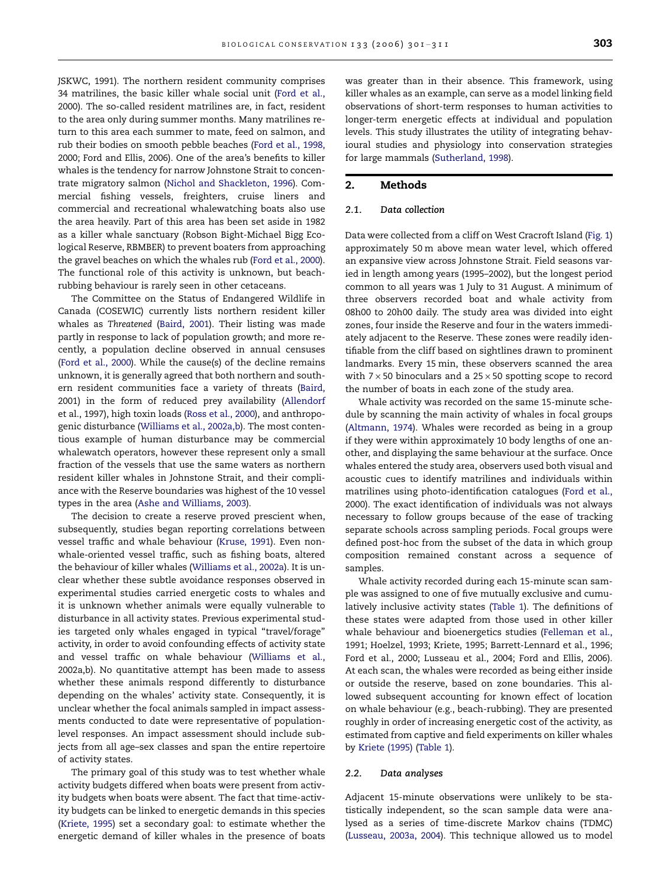JSKWC, 1991). The northern resident community comprises 34 matrilines, the basic killer whale social unit (Ford et al., 2000). The so-called resident matrilines are, in fact, resident to the area only during summer months. Many matrilines return to this area each summer to mate, feed on salmon, and rub their bodies on smooth pebble beaches (Ford et al., 1998, 2000; Ford and Ellis, 2006). One of the area's benefits to killer whales is the tendency for narrow Johnstone Strait to concentrate migratory salmon (Nichol and Shackleton, 1996). Commercial fishing vessels, freighters, cruise liners and commercial and recreational whalewatching boats also use the area heavily. Part of this area has been set aside in 1982 as a killer whale sanctuary (Robson Bight-Michael Bigg Ecological Reserve, RBMBER) to prevent boaters from approaching the gravel beaches on which the whales rub (Ford et al., 2000). The functional role of this activity is unknown, but beach-rubbing behaviour is rarely seen in other cetaceans.

The Committee on the Status of Endangered Wildlife in Canada (COSEWIC) currently lists northern resident killer whales as *Threatened* (Baird, 2001). Their listing was made partly in response to lack of population growth; and more recently, a population decline observed in annual censuses (Ford et al., 2000). While the cause(s) of the decline remains unknown, it is generally agreed that both northern and southern resident communities face a variety of threats (Baird, 2001) in the form of reduced prey availability (Allendorf et al., 1997), high toxin loads (Ross et al., 2000), and anthropogenic disturbance (Williams et al., 2002a,b). The most contentious example of human disturbance may be commercial whalewatch operators, however these represent only a small fraction of the vessels that use the same waters as northern resident killer whales in Johnstone Strait, and their compliance with the Reserve boundaries was highest of the 10 vessel types in the area (Ashe and Williams, 2003).

The decision to create a reserve proved prescient when, subsequently, studies began reporting correlations between vessel traffic and whale behaviour (Kruse, 1991). Even non-whale-oriented vessel traffic, such as fishing boats, altered the behaviour of killer whales (Williams et al., 2002a). It is unclear whether these subtle avoidance responses observed in experimental studies carried energetic costs to whales and it is unknown whether animals were equally vulnerable to disturbance in all activity states. Previous experimental studies targeted only whales engaged in typical "travel/forage" activity, in order to avoid confounding effects of activity state and vessel traffic on whale behaviour (Williams et al., 2002a,b). No quantitative attempt has been made to assess whether these animals respond differently to disturbance depending on the whales' activity state. Consequently, it is unclear whether the focal animals sampled in impact assessments conducted to date were representative of population-level responses. An impact assessment should include subjects from all age–sex classes and span the entire repertoire of activity states.

The primary goal of this study was to test whether whale activity budgets differed when boats were present from activity budgets when boats were absent. The fact that time-activity budgets can be linked to energetic demands in this species (Kriete, 1995) set a secondary goal: to estimate whether the energetic demand of killer whales in the presence of boats was greater than in their absence. This framework, using killer whales as an example, can serve as a model linking field observations of short-term responses to human activities to longer-term energetic effects at individual and population levels. This study illustrates the utility of integrating behavioural studies and physiology into conservation strategies for large mammals (Sutherland, 1998).

## 2. Methods

### 2.1. Data collection

Data were collected from a cliff on West Cracroft Island (Fig. 1) approximately 50 m above mean water level, which offered an expansive view across Johnstone Strait. Field seasons varied in length among years (1995–2002), but the longest period common to all years was 1 July to 31 August. A minimum of three observers recorded boat and whale activity from 08h00 to 20h00 daily. The study area was divided into eight zones, four inside the Reserve and four in the waters immediately adjacent to the Reserve. These zones were readily identifiable from the cliff based on sightlines drawn to prominent landmarks. Every 15 min, these observers scanned the area with $7 \times 50$ binoculars and a $25 \times 50$ spotting scope to record the number of boats in each zone of the study area.

Whale activity was recorded on the same 15-minute schedule by scanning the main activity of whales in focal groups (Altmann, 1974). Whales were recorded as being in a group if they were within approximately 10 body lengths of one another, and displaying the same behaviour at the surface. Once whales entered the study area, observers used both visual and acoustic cues to identify matrilines and individuals within matrilines using photo-identification catalogues (Ford et al., 2000). The exact identification of individuals was not always necessary to follow groups because of the ease of tracking separate schools across sampling periods. Focal groups were defined post-hoc from the subset of the data in which group composition remained constant across a sequence of samples.

Whale activity recorded during each 15-minute scan sample was assigned to one of five mutually exclusive and cumulatively inclusive activity states (Table 1). The definitions of these states were adapted from those used in other killer whale behaviour and bioenergetics studies (Felleman et al., 1991; Hoelzel, 1993; Kriete, 1995; Barrett-Lennard et al., 1996; Ford et al., 2000; Lusseau et al., 2004; Ford and Ellis, 2006). At each scan, the whales were recorded as being either inside or outside the reserve, based on zone boundaries. This allowed subsequent accounting for known effect of location on whale behaviour (e.g., beach-rubbing). They are presented roughly in order of increasing energetic cost of the activity, as estimated from captive and field experiments on killer whales by Kriete (1995) (Table 1).

### 2.2. Data analyses

Adjacent 15-minute observations were unlikely to be statistically independent, so the scan sample data were analysed as a series of time-discrete Markov chains (TDMC) (Lusseau, 2003a, 2004). This technique allowed us to model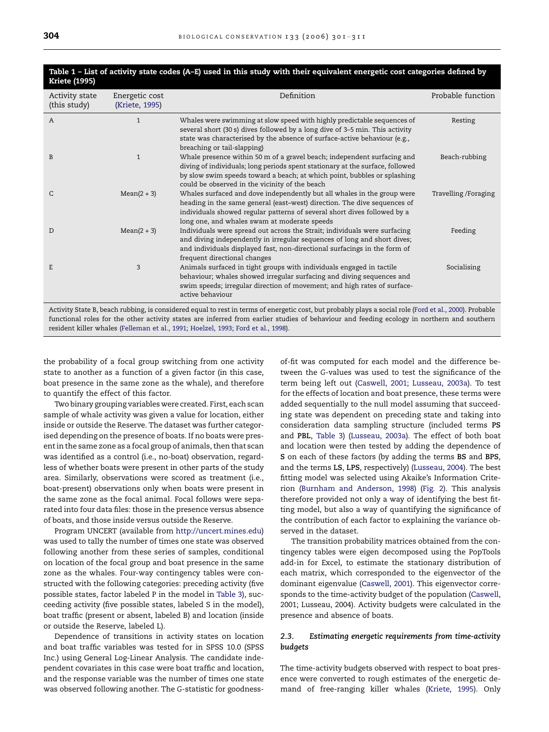**Table 1 – List of activity state codes (A–E) used in this study with their equivalent energetic cost categories defined by Kriete (1995)**

| Activity state (this study) | Energetic cost (Kriete, 1995) | Definition | Probable function |
|---|---|---|---|
| A | 1 | Whales were swimming at slow speed with highly predictable sequences of several short (30 s) dives followed by a long dive of 3–5 min. This activity state was characterised by the absence of surface-active behaviour (e.g., breaching or tail-slapping) | Resting |
| B | 1 | Whale presence within 50 m of a gravel beach; independent surfacing and diving of individuals; long periods spent stationary at the surface, followed by slow swim speeds toward a beach; at which point, bubbles or splashing could be observed in the vicinity of the beach | Beach-rubbing |
| C | Mean(2 + 3) | Whales surfaced and dove independently but all whales in the group were heading in the same general (east–west) direction. The dive sequences of individuals showed regular patterns of several short dives followed by a long one, and whales swam at moderate speeds | Travelling /Foraging |
| D | Mean(2 + 3) | Individuals were spread out across the Strait; individuals were surfacing and diving independently in irregular sequences of long and short dives; and individuals displayed fast, non-directional surfacings in the form of frequent directional changes | Feeding |
| E | 3 | Animals surfaced in tight groups with individuals engaged in tactile behaviour; whales showed irregular surfacing and diving sequences and swim speeds; irregular direction of movement; and high rates of surface-active behaviour | Socialising |

Activity State B, beach rubbing, is considered equal to rest in terms of energetic cost, but probably plays a social role (Ford et al., 2000). Probable functional roles for the other activity states are inferred from earlier studies of behaviour and feeding ecology in northern and southern resident killer whales (Felleman et al., 1991; Hoelzel, 1993; Ford et al., 1998).

the probability of a focal group switching from one activity state to another as a function of a given factor (in this case, boat presence in the same zone as the whale), and therefore to quantify the effect of this factor.

Two binary grouping variables were created. First, each scan sample of whale activity was given a value for location, either inside or outside the Reserve. The dataset was further categorised depending on the presence of boats. If no boats were present in the same zone as a focal group of animals, then that scan was identified as a control (i.e., no-boat) observation, regardless of whether boats were present in other parts of the study area. Similarly, observations were scored as treatment (i.e., boat-present) observations only when boats were present in the same zone as the focal animal. Focal follows were separated into four data files: those in the presence versus absence of boats, and those inside versus outside the Reserve.

Program UNCERT (available from http://uncert.mines.edu) was used to tally the number of times one state was observed following another from these series of samples, conditional on location of the focal group and boat presence in the same zone as the whales. Four-way contingency tables were constructed with the following categories: preceding activity (five possible states, factor labeled P in the model in Table 3), succeeding activity (five possible states, labeled S in the model), boat traffic (present or absent, labeled B) and location (inside or outside the Reserve, labeled L).

Dependence of transitions in activity states on location and boat traffic variables was tested for in SPSS 10.0 (SPSS Inc.) using General Log-Linear Analysis. The candidate independent covariates in this case were boat traffic and location, and the response variable was the number of times one state was observed following another. The *G*-statistic for goodness-of-fit was computed for each model and the difference between the *G*-values was used to test the significance of the term being left out (Caswell, 2001; Lusseau, 2003a). To test for the effects of location and boat presence, these terms were added sequentially to the null model assuming that succeeding state was dependent on preceding state and taking into consideration data sampling structure (included terms **PS** and **PBL**, Table 3) (Lusseau, 2003a). The effect of both boat and location were then tested by adding the dependence of **S** on each of these factors (by adding the terms **BS** and **BPS**, and the terms **LS**, **LPS**, respectively) (Lusseau, 2004). The best fitting model was selected using Akaike's Information Criterion (Burnham and Anderson, 1998) (Fig. 2). This analysis therefore provided not only a way of identifying the best fitting model, but also a way of quantifying the significance of the contribution of each factor to explaining the variance observed in the dataset.

The transition probability matrices obtained from the contingency tables were eigen decomposed using the PopTools add-in for Excel, to estimate the stationary distribution of each matrix, which corresponded to the eigenvector of the dominant eigenvalue (Caswell, 2001). This eigenvector corresponds to the time-activity budget of the population (Caswell, 2001; Lusseau, 2004). Activity budgets were calculated in the presence and absence of boats.

### 2.3. Estimating energetic requirements from time-activity budgets

The time-activity budgets observed with respect to boat presence were converted to rough estimates of the energetic demand of free-ranging killer whales (Kriete, 1995). Only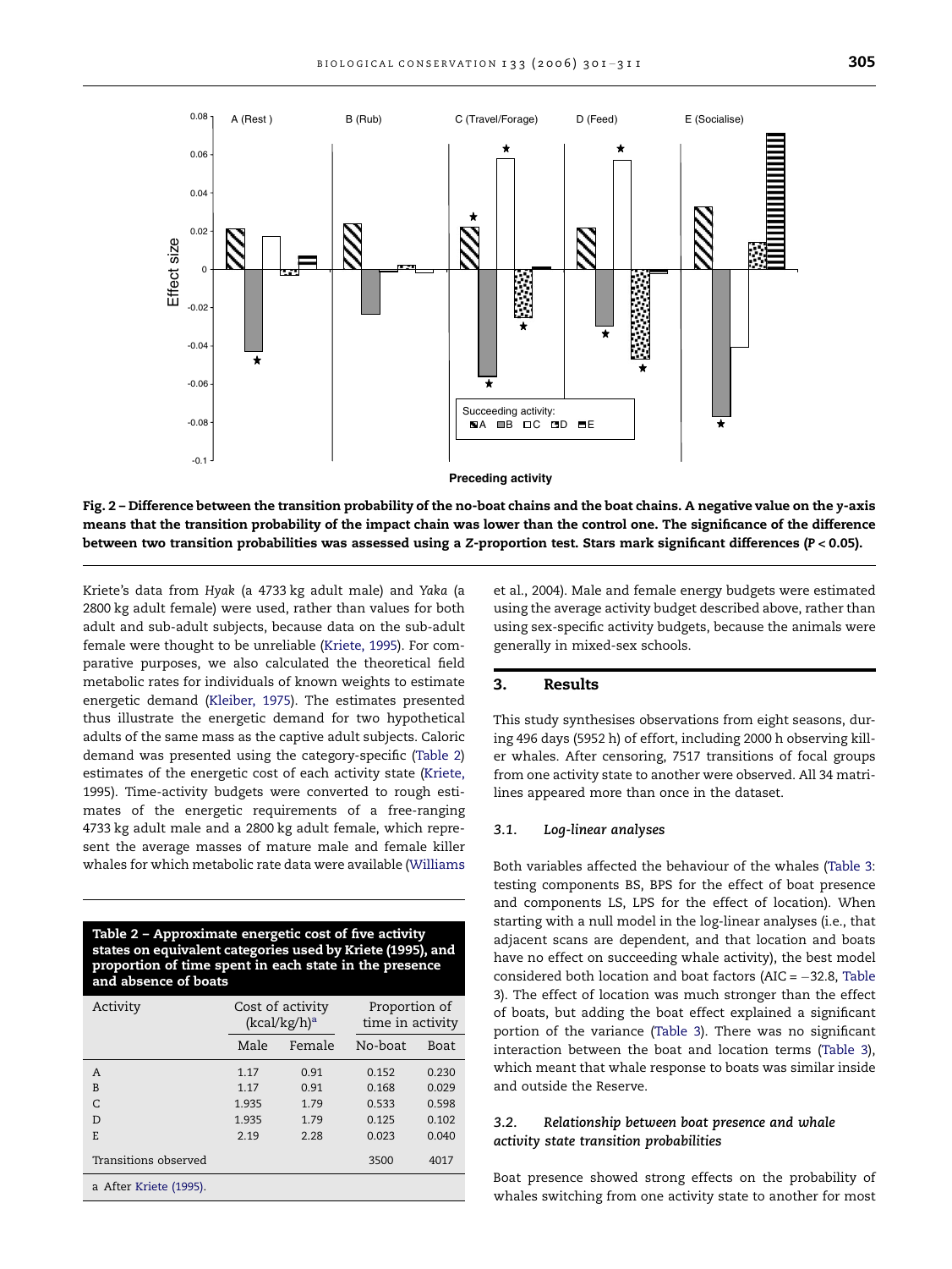Fig. 2 – Difference between the transition probability of the no-boat chains and the boat chains. A negative value on the y-axis means that the transition probability of the impact chain was lower than the control one. The significance of the difference between two transition probabilities was assessed using a Z-proportion test. Stars mark significant differences ($P < 0.05$).

Kriete's data from *Hyak* (a 4733 kg adult male) and *Yaka* (a 2800 kg adult female) were used, rather than values for both adult and sub-adult subjects, because data on the sub-adult female were thought to be unreliable (Kriete, 1995). For comparative purposes, we also calculated the theoretical field metabolic rates for individuals of known weights to estimate energetic demand (Kleiber, 1975). The estimates presented thus illustrate the energetic demand for two hypothetical adults of the same mass as the captive adult subjects. Caloric demand was presented using the category-specific (Table 2) estimates of the energetic cost of each activity state (Kriete, 1995). Time-activity budgets were converted to rough estimates of the energetic requirements of a free-ranging 4733 kg adult male and a 2800 kg adult female, which represent the average masses of mature male and female killer whales for which metabolic rate data were available (Williams et al., 2004). Male and female energy budgets were estimated using the average activity budget described above, rather than using sex-specific activity budgets, because the animals were generally in mixed-sex schools.

**Table 2 – Approximate energetic cost of five activity states on equivalent categories used by Kriete (1995), and proportion of time spent in each state in the presence and absence of boats**

| Activity | Cost of activity (kcal/kg/h)[a] | | Proportion of time in activity | |
|---|---|---|---|---|
| | Male | Female | No-boat | Boat |
| A | 1.17 | 0.91 | 0.152 | 0.230 |
| B | 1.17 | 0.91 | 0.168 | 0.029 |
| C | 1.935 | 1.79 | 0.533 | 0.598 |
| D | 1.935 | 1.79 | 0.125 | 0.102 |
| E | 2.19 | 2.28 | 0.023 | 0.040 |
| Transitions observed | | | 3500 | 4017 |

a After Kriete (1995).

## 3. Results

This study synthesises observations from eight seasons, during 496 days (5952 h) of effort, including 2000 h observing killer whales. After censoring, 7517 transitions of focal groups from one activity state to another were observed. All 34 matrilines appeared more than once in the dataset.

### 3.1. Log-linear analyses

Both variables affected the behaviour of the whales (Table 3: testing components BS, BPS for the effect of boat presence and components LS, LPS for the effect of location). When starting with a null model in the log-linear analyses (i.e., that adjacent scans are dependent, and that location and boats have no effect on succeeding whale activity), the best model considered both location and boat factors (AIC = −32.8, Table 3). The effect of location was much stronger than the effect of boats, but adding the boat effect explained a significant portion of the variance (Table 3). There was no significant interaction between the boat and location terms (Table 3), which meant that whale response to boats was similar inside and outside the Reserve.

### 3.2. Relationship between boat presence and whale activity state transition probabilities

Boat presence showed strong effects on the probability of whales switching from one activity state to another for most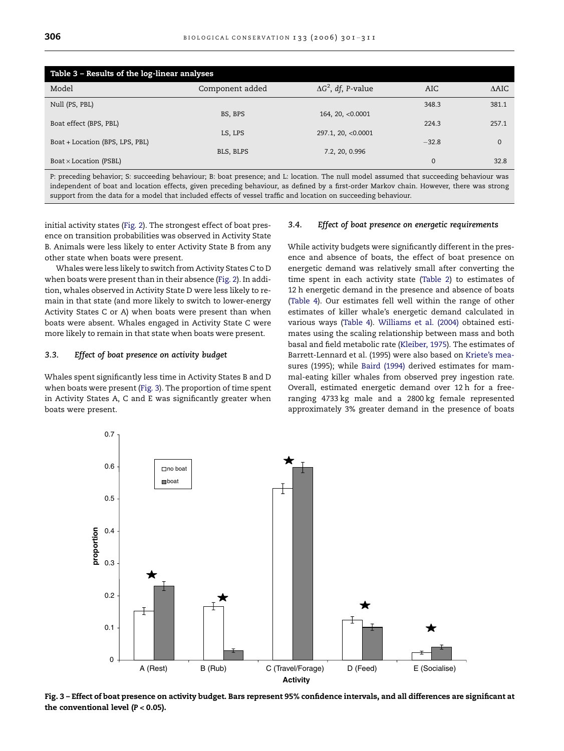**Table 3 – Results of the log-linear analyses**

| Model | Component added | $\Delta G^2$, *df*, *P*-value | AIC | ΔAIC |
|---|---|---|---|---|
| Null (PS, PBL) | | | 348.3 | 381.1 |
| | BS, BPS | 164, 20, <0.0001 | | |
| Boat effect (BPS, PBL) | | | 224.3 | 257.1 |
| | LS, LPS | 297.1, 20, <0.0001 | | |
| Boat + Location (BPS, LPS, PBL) | | | −32.8 | 0 |
| | BLS, BLPS | 7.2, 20, 0.996 | | |
| Boat × Location (PSBL) | | | 0 | 32.8 |

P: preceding behavior; S: succeeding behaviour; B: boat presence; and L: location. The null model assumed that succeeding behaviour was independent of boat and location effects, given preceding behaviour, as defined by a first-order Markov chain. However, there was strong support from the data for a model that included effects of vessel traffic and location on succeeding behaviour.

initial activity states (Fig. 2). The strongest effect of boat presence on transition probabilities was observed in Activity State B. Animals were less likely to enter Activity State B from any other state when boats were present.

Whales were less likely to switch from Activity States C to D when boats were present than in their absence (Fig. 2). In addition, whales observed in Activity State D were less likely to remain in that state (and more likely to switch to lower-energy Activity States C or A) when boats were present than when boats were absent. Whales engaged in Activity State C were more likely to remain in that state when boats were present.

### 3.3. *Effect of boat presence on activity budget*

Whales spent significantly less time in Activity States B and D when boats were present (Fig. 3). The proportion of time spent in Activity States A, C and E was significantly greater when boats were present.

### 3.4. *Effect of boat presence on energetic requirements*

While activity budgets were significantly different in the presence and absence of boats, the effect of boat presence on energetic demand was relatively small after converting the time spent in each activity state (Table 2) to estimates of 12 h energetic demand in the presence and absence of boats (Table 4). Our estimates fell well within the range of other estimates of killer whale's energetic demand calculated in various ways (Table 4). Williams et al. (2004) obtained estimates using the scaling relationship between mass and both basal and field metabolic rate (Kleiber, 1975). The estimates of Barrett-Lennard et al. (1995) were also based on Kriete's measures (1995); while Baird (1994) derived estimates for mammal-eating killer whales from observed prey ingestion rate. Overall, estimated energetic demand over 12 h for a free-ranging 4733 kg male and a 2800 kg female represented approximately 3% greater demand in the presence of boats

**Fig. 3 – Effect of boat presence on activity budget. Bars represent 95% confidence intervals, and all differences are significant at the conventional level ($P < 0.05$).**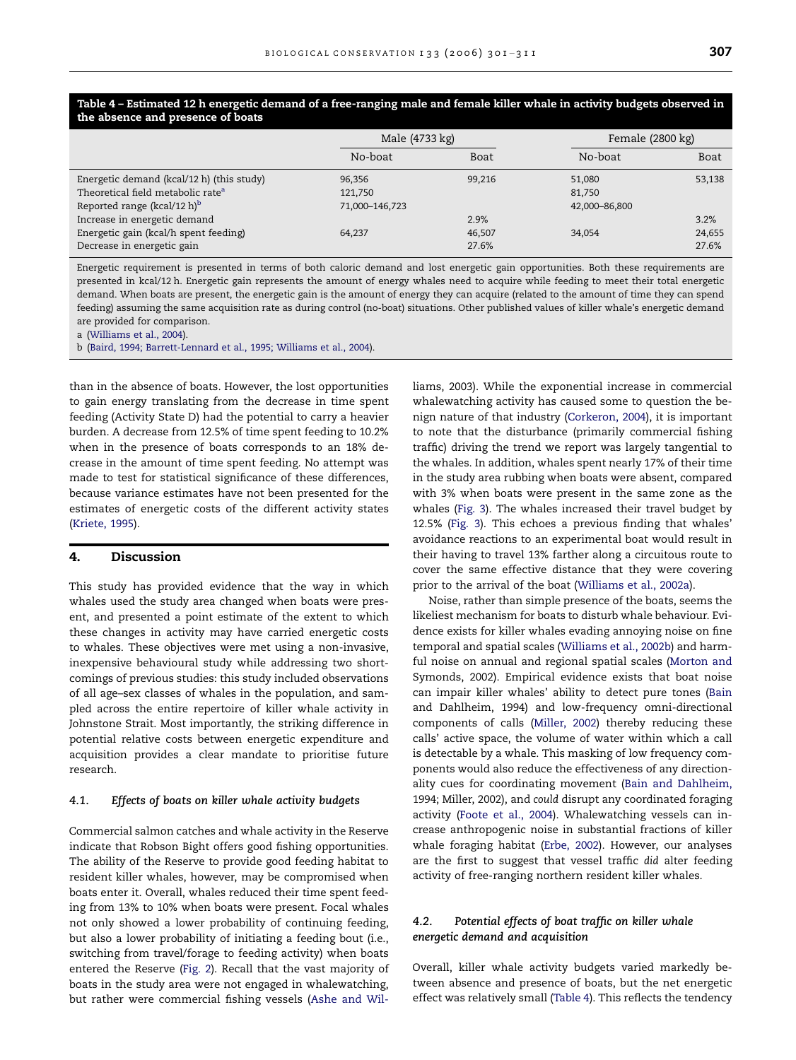**Table 4 – Estimated 12 h energetic demand of a free-ranging male and female killer whale in activity budgets observed in the absence and presence of boats**

| | Male (4733 kg) | | Female (2800 kg) | |
|---|---|---|---|---|
| | No-boat | Boat | No-boat | Boat |
| Energetic demand (kcal/12 h) (this study) | 96,356 | 99,216 | 51,080 | 53,138 |
| Theoretical field metabolic rate[a] | 121,750 | | 81,750 | |
| Reported range (kcal/12 h)[b] | 71,000–146,723 | | 42,000–86,800 | |
| Increase in energetic demand | | 2.9% | | 3.2% |
| Energetic gain (kcal/h spent feeding) | 64,237 | 46,507 | 34,054 | 24,655 |
| Decrease in energetic gain | | 27.6% | | 27.6% |

Energetic requirement is presented in terms of both caloric demand and lost energetic gain opportunities. Both these requirements are presented in kcal/12 h. Energetic gain represents the amount of energy whales need to acquire while feeding to meet their total energetic demand. When boats are present, the energetic gain is the amount of energy they can acquire (related to the amount of time they can spend feeding) assuming the same acquisition rate as during control (no-boat) situations. Other published values of killer whale's energetic demand are provided for comparison.

a (Williams et al., 2004).

b (Baird, 1994; Barrett-Lennard et al., 1995; Williams et al., 2004).

than in the absence of boats. However, the lost opportunities to gain energy translating from the decrease in time spent feeding (Activity State D) had the potential to carry a heavier burden. A decrease from 12.5% of time spent feeding to 10.2% when in the presence of boats corresponds to an 18% decrease in the amount of time spent feeding. No attempt was made to test for statistical significance of these differences, because variance estimates have not been presented for the estimates of energetic costs of the different activity states (Kriete, 1995).

## 4. Discussion

This study has provided evidence that the way in which whales used the study area changed when boats were present, and presented a point estimate of the extent to which these changes in activity may have carried energetic costs to whales. These objectives were met using a non-invasive, inexpensive behavioural study while addressing two shortcomings of previous studies: this study included observations of all age–sex classes of whales in the population, and sampled across the entire repertoire of killer whale activity in Johnstone Strait. Most importantly, the striking difference in potential relative costs between energetic expenditure and acquisition provides a clear mandate to prioritise future research.

### 4.1. Effects of boats on killer whale activity budgets

Commercial salmon catches and whale activity in the Reserve indicate that Robson Bight offers good fishing opportunities. The ability of the Reserve to provide good feeding habitat to resident killer whales, however, may be compromised when boats enter it. Overall, whales reduced their time spent feeding from 13% to 10% when boats were present. Focal whales not only showed a lower probability of continuing feeding, but also a lower probability of initiating a feeding bout (i.e., switching from travel/forage to feeding activity) when boats entered the Reserve (Fig. 2). Recall that the vast majority of boats in the study area were not engaged in whalewatching, but rather were commercial fishing vessels (Ashe and Williams, 2003). While the exponential increase in commercial whalewatching activity has caused some to question the benign nature of that industry (Corkeron, 2004), it is important to note that the disturbance (primarily commercial fishing traffic) driving the trend we report was largely tangential to the whales. In addition, whales spent nearly 17% of their time in the study area rubbing when boats were absent, compared with 3% when boats were present in the same zone as the whales (Fig. 3). The whales increased their travel budget by 12.5% (Fig. 3). This echoes a previous finding that whales' avoidance reactions to an experimental boat would result in their having to travel 13% farther along a circuitous route to cover the same effective distance that they were covering prior to the arrival of the boat (Williams et al., 2002a).

Noise, rather than simple presence of the boats, seems the likeliest mechanism for boats to disturb whale behaviour. Evidence exists for killer whales evading annoying noise on fine temporal and spatial scales (Williams et al., 2002b) and harmful noise on annual and regional spatial scales (Morton and Symonds, 2002). Empirical evidence exists that boat noise can impair killer whales' ability to detect pure tones (Bain and Dahlheim, 1994) and low-frequency omni-directional components of calls (Miller, 2002) thereby reducing these calls' active space, the volume of water within which a call is detectable by a whale. This masking of low frequency components would also reduce the effectiveness of any directionality cues for coordinating movement (Bain and Dahlheim, 1994; Miller, 2002), and *could* disrupt any coordinated foraging activity (Foote et al., 2004). Whalewatching vessels can increase anthropogenic noise in substantial fractions of killer whale foraging habitat (Erbe, 2002). However, our analyses are the first to suggest that vessel traffic *did* alter feeding activity of free-ranging northern resident killer whales.

### 4.2. Potential effects of boat traffic on killer whale energetic demand and acquisition

Overall, killer whale activity budgets varied markedly between absence and presence of boats, but the net energetic effect was relatively small (Table 4). This reflects the tendency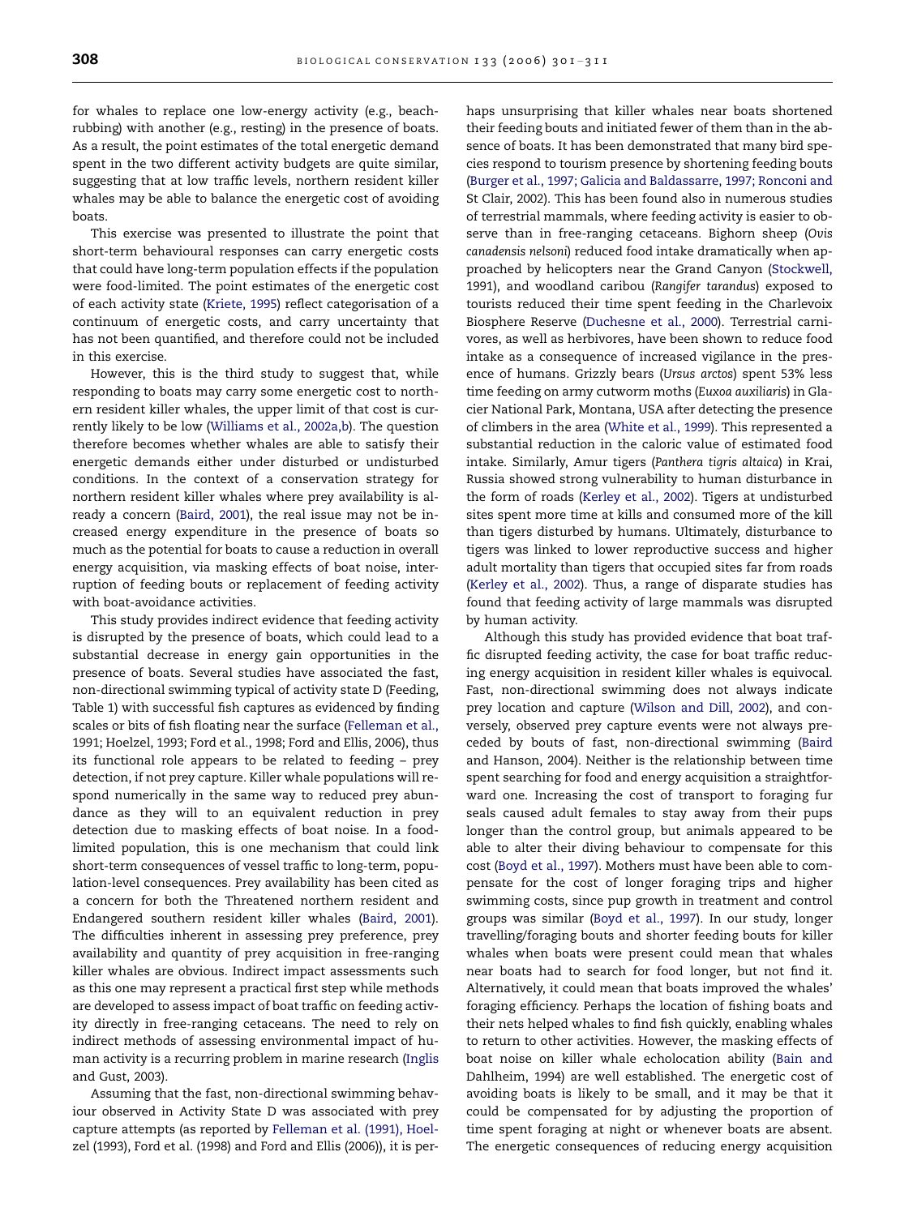for whales to replace one low-energy activity (e.g., beach-rubbing) with another (e.g., resting) in the presence of boats. As a result, the point estimates of the total energetic demand spent in the two different activity budgets are quite similar, suggesting that at low traffic levels, northern resident killer whales may be able to balance the energetic cost of avoiding boats.

This exercise was presented to illustrate the point that short-term behavioural responses can carry energetic costs that could have long-term population effects if the population were food-limited. The point estimates of the energetic cost of each activity state (Kriete, 1995) reflect categorisation of a continuum of energetic costs, and carry uncertainty that has not been quantified, and therefore could not be included in this exercise.

However, this is the third study to suggest that, while responding to boats may carry some energetic cost to northern resident killer whales, the upper limit of that cost is currently likely to be low (Williams et al., 2002a,b). The question therefore becomes whether whales are able to satisfy their energetic demands either under disturbed or undisturbed conditions. In the context of a conservation strategy for northern resident killer whales where prey availability is already a concern (Baird, 2001), the real issue may not be increased energy expenditure in the presence of boats so much as the potential for boats to cause a reduction in overall energy acquisition, via masking effects of boat noise, interruption of feeding bouts or replacement of feeding activity with boat-avoidance activities.

This study provides indirect evidence that feeding activity is disrupted by the presence of boats, which could lead to a substantial decrease in energy gain opportunities in the presence of boats. Several studies have associated the fast, non-directional swimming typical of activity state D (Feeding, Table 1) with successful fish captures as evidenced by finding scales or bits of fish floating near the surface (Felleman et al., 1991; Hoelzel, 1993; Ford et al., 1998; Ford and Ellis, 2006), thus its functional role appears to be related to feeding – prey detection, if not prey capture. Killer whale populations will respond numerically in the same way to reduced prey abundance as they will to an equivalent reduction in prey detection due to masking effects of boat noise. In a food-limited population, this is one mechanism that could link short-term consequences of vessel traffic to long-term, population-level consequences. Prey availability has been cited as a concern for both the Threatened northern resident and Endangered southern resident killer whales (Baird, 2001). The difficulties inherent in assessing prey preference, prey availability and quantity of prey acquisition in free-ranging killer whales are obvious. Indirect impact assessments such as this one may represent a practical first step while methods are developed to assess impact of boat traffic on feeding activity directly in free-ranging cetaceans. The need to rely on indirect methods of assessing environmental impact of human activity is a recurring problem in marine research (Inglis and Gust, 2003).

Assuming that the fast, non-directional swimming behaviour observed in Activity State D was associated with prey capture attempts (as reported by Felleman et al. (1991), Hoelzel (1993), Ford et al. (1998) and Ford and Ellis (2006)), it is perhaps unsurprising that killer whales near boats shortened their feeding bouts and initiated fewer of them than in the absence of boats. It has been demonstrated that many bird species respond to tourism presence by shortening feeding bouts (Burger et al., 1997; Galicia and Baldassarre, 1997; Ronconi and St Clair, 2002). This has been found also in numerous studies of terrestrial mammals, where feeding activity is easier to observe than in free-ranging cetaceans. Bighorn sheep (*Ovis canadensis nelsoni*) reduced food intake dramatically when approached by helicopters near the Grand Canyon (Stockwell, 1991), and woodland caribou (*Rangifer tarandus*) exposed to tourists reduced their time spent feeding in the Charlevoix Biosphere Reserve (Duchesne et al., 2000). Terrestrial carnivores, as well as herbivores, have been shown to reduce food intake as a consequence of increased vigilance in the presence of humans. Grizzly bears (*Ursus arctos*) spent 53% less time feeding on army cutworm moths (*Euxoa auxiliaris*) in Glacier National Park, Montana, USA after detecting the presence of climbers in the area (White et al., 1999). This represented a substantial reduction in the caloric value of estimated food intake. Similarly, Amur tigers (*Panthera tigris altaica*) in Krai, Russia showed strong vulnerability to human disturbance in the form of roads (Kerley et al., 2002). Tigers at undisturbed sites spent more time at kills and consumed more of the kill than tigers disturbed by humans. Ultimately, disturbance to tigers was linked to lower reproductive success and higher adult mortality than tigers that occupied sites far from roads (Kerley et al., 2002). Thus, a range of disparate studies has found that feeding activity of large mammals was disrupted by human activity.

Although this study has provided evidence that boat traffic disrupted feeding activity, the case for boat traffic reducing energy acquisition in resident killer whales is equivocal. Fast, non-directional swimming does not always indicate prey location and capture (Wilson and Dill, 2002), and conversely, observed prey capture events were not always preceded by bouts of fast, non-directional swimming (Baird and Hanson, 2004). Neither is the relationship between time spent searching for food and energy acquisition a straightforward one. Increasing the cost of transport to foraging fur seals caused adult females to stay away from their pups longer than the control group, but animals appeared to be able to alter their diving behaviour to compensate for this cost (Boyd et al., 1997). Mothers must have been able to compensate for the cost of longer foraging trips and higher swimming costs, since pup growth in treatment and control groups was similar (Boyd et al., 1997). In our study, longer travelling/foraging bouts and shorter feeding bouts for killer whales when boats were present could mean that whales near boats had to search for food longer, but not find it. Alternatively, it could mean that boats improved the whales' foraging efficiency. Perhaps the location of fishing boats and their nets helped whales to find fish quickly, enabling whales to return to other activities. However, the masking effects of boat noise on killer whale echolocation ability (Bain and Dahlheim, 1994) are well established. The energetic cost of avoiding boats is likely to be small, and it may be that it could be compensated for by adjusting the proportion of time spent foraging at night or whenever boats are absent. The energetic consequences of reducing energy acquisition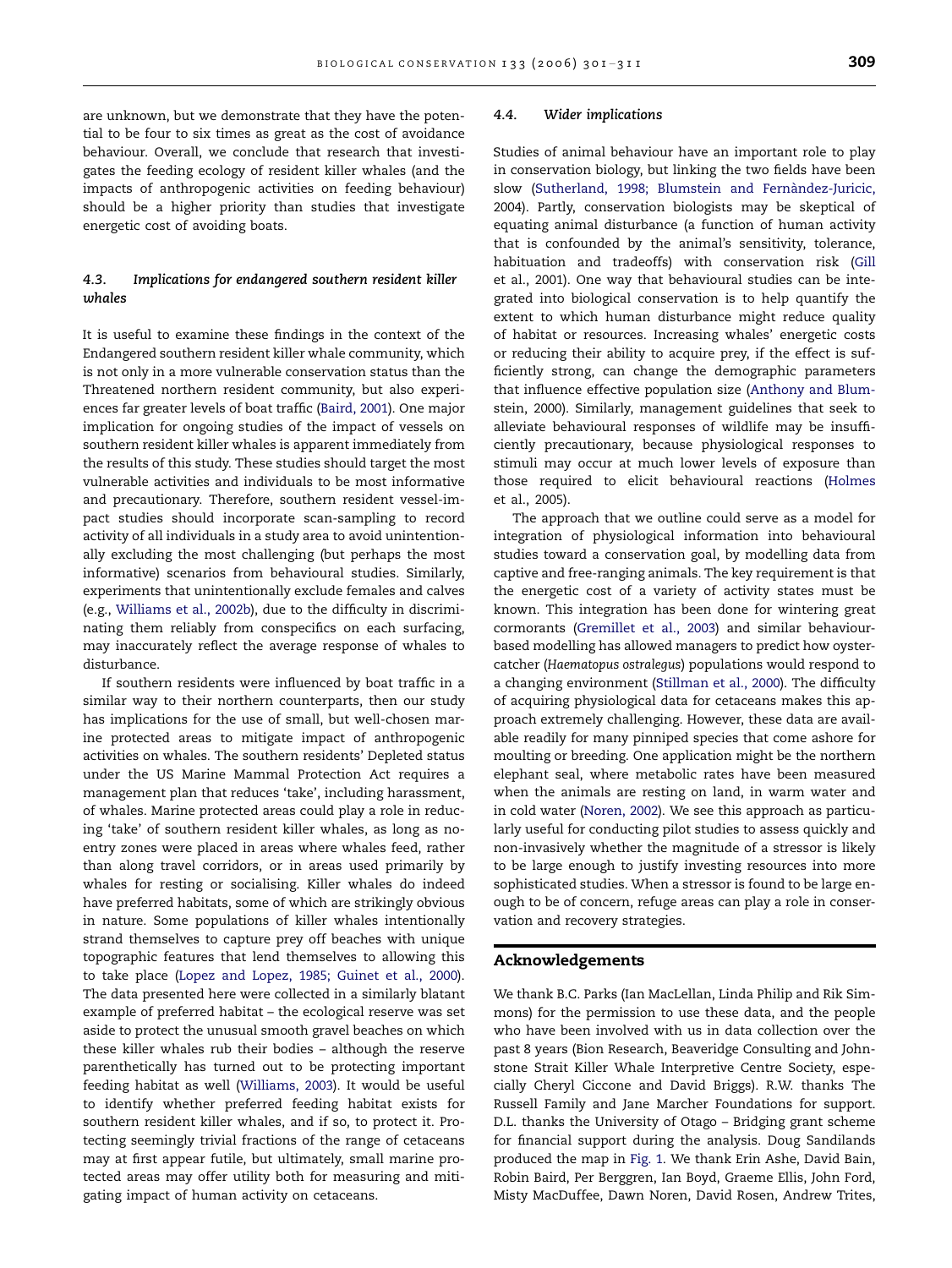are unknown, but we demonstrate that they have the potential to be four to six times as great as the cost of avoidance behaviour. Overall, we conclude that research that investigates the feeding ecology of resident killer whales (and the impacts of anthropogenic activities on feeding behaviour) should be a higher priority than studies that investigate energetic cost of avoiding boats.

### 4.3. Implications for endangered southern resident killer whales

It is useful to examine these findings in the context of the Endangered southern resident killer whale community, which is not only in a more vulnerable conservation status than the Threatened northern resident community, but also experiences far greater levels of boat traffic (Baird, 2001). One major implication for ongoing studies of the impact of vessels on southern resident killer whales is apparent immediately from the results of this study. These studies should target the most vulnerable activities and individuals to be most informative and precautionary. Therefore, southern resident vessel-impact studies should incorporate scan-sampling to record activity of all individuals in a study area to avoid unintentionally excluding the most challenging (but perhaps the most informative) scenarios from behavioural studies. Similarly, experiments that unintentionally exclude females and calves (e.g., Williams et al., 2002b), due to the difficulty in discriminating them reliably from conspecifics on each surfacing, may inaccurately reflect the average response of whales to disturbance.

If southern residents were influenced by boat traffic in a similar way to their northern counterparts, then our study has implications for the use of small, but well-chosen marine protected areas to mitigate impact of anthropogenic activities on whales. The southern residents' Depleted status under the US Marine Mammal Protection Act requires a management plan that reduces 'take', including harassment, of whales. Marine protected areas could play a role in reducing 'take' of southern resident killer whales, as long as no-entry zones were placed in areas where whales feed, rather than along travel corridors, or in areas used primarily by whales for resting or socialising. Killer whales do indeed have preferred habitats, some of which are strikingly obvious in nature. Some populations of killer whales intentionally strand themselves to capture prey off beaches with unique topographic features that lend themselves to allowing this to take place (Lopez and Lopez, 1985; Guinet et al., 2000). The data presented here were collected in a similarly blatant example of preferred habitat – the ecological reserve was set aside to protect the unusual smooth gravel beaches on which these killer whales rub their bodies – although the reserve parenthetically has turned out to be protecting important feeding habitat as well (Williams, 2003). It would be useful to identify whether preferred feeding habitat exists for southern resident killer whales, and if so, to protect it. Protecting seemingly trivial fractions of the range of cetaceans may at first appear futile, but ultimately, small marine protected areas may offer utility both for measuring and mitigating impact of human activity on cetaceans.

### 4.4. Wider implications

Studies of animal behaviour have an important role to play in conservation biology, but linking the two fields have been slow (Sutherland, 1998; Blumstein and Fernàndez-Juricic, 2004). Partly, conservation biologists may be skeptical of equating animal disturbance (a function of human activity that is confounded by the animal's sensitivity, tolerance, habituation and tradeoffs) with conservation risk (Gill et al., 2001). One way that behavioural studies can be integrated into biological conservation is to help quantify the extent to which human disturbance might reduce quality of habitat or resources. Increasing whales' energetic costs or reducing their ability to acquire prey, if the effect is sufficiently strong, can change the demographic parameters that influence effective population size (Anthony and Blumstein, 2000). Similarly, management guidelines that seek to alleviate behavioural responses of wildlife may be insufficiently precautionary, because physiological responses to stimuli may occur at much lower levels of exposure than those required to elicit behavioural reactions (Holmes et al., 2005).

The approach that we outline could serve as a model for integration of physiological information into behavioural studies toward a conservation goal, by modelling data from captive and free-ranging animals. The key requirement is that the energetic cost of a variety of activity states must be known. This integration has been done for wintering great cormorants (Gremillet et al., 2003) and similar behaviour-based modelling has allowed managers to predict how oystercatcher (*Haematopus ostralegus*) populations would respond to a changing environment (Stillman et al., 2000). The difficulty of acquiring physiological data for cetaceans makes this approach extremely challenging. However, these data are available readily for many pinniped species that come ashore for moulting or breeding. One application might be the northern elephant seal, where metabolic rates have been measured when the animals are resting on land, in warm water and in cold water (Noren, 2002). We see this approach as particularly useful for conducting pilot studies to assess quickly and non-invasively whether the magnitude of a stressor is likely to be large enough to justify investing resources into more sophisticated studies. When a stressor is found to be large enough to be of concern, refuge areas can play a role in conservation and recovery strategies.

## Acknowledgements

We thank B.C. Parks (Ian MacLellan, Linda Philip and Rik Simmons) for the permission to use these data, and the people who have been involved with us in data collection over the past 8 years (Bion Research, Beaveridge Consulting and Johnstone Strait Killer Whale Interpretive Centre Society, especially Cheryl Ciccone and David Briggs). R.W. thanks The Russell Family and Jane Marcher Foundations for support. D.L. thanks the University of Otago – Bridging grant scheme for financial support during the analysis. Doug Sandilands produced the map in Fig. 1. We thank Erin Ashe, David Bain, Robin Baird, Per Berggren, Ian Boyd, Graeme Ellis, John Ford, Misty MacDuffee, Dawn Noren, David Rosen, Andrew Trites,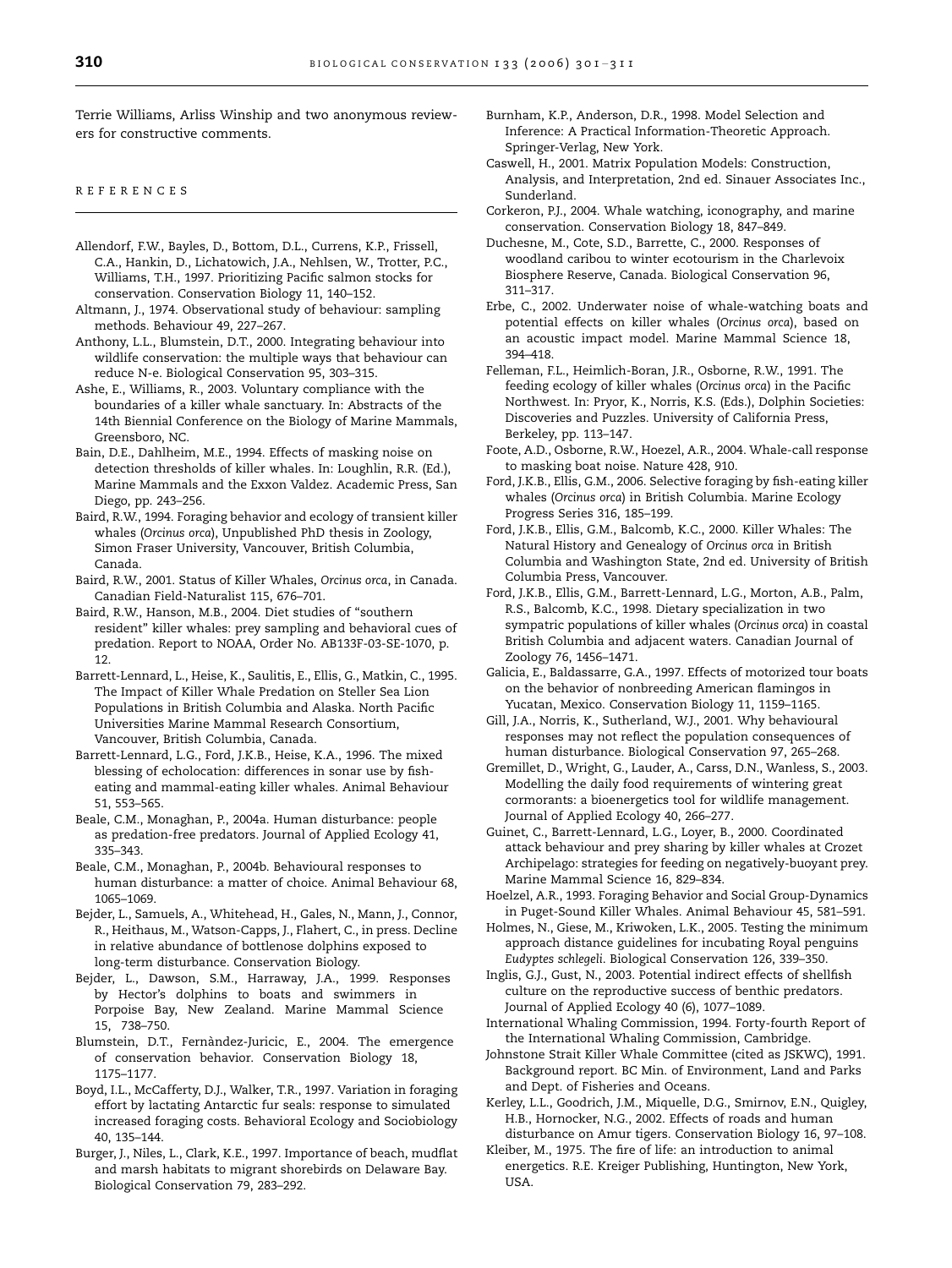Terrie Williams, Arliss Winship and two anonymous reviewers for constructive comments.

## REFERENCES

Allendorf, F.W., Bayles, D., Bottom, D.L., Currens, K.P., Frissell, C.A., Hankin, D., Lichatowich, J.A., Nehlsen, W., Trotter, P.C., Williams, T.H., 1997. Prioritizing Pacific salmon stocks for conservation. Conservation Biology 11, 140–152.

Altmann, J., 1974. Observational study of behaviour: sampling methods. Behaviour 49, 227–267.

Anthony, L.L., Blumstein, D.T., 2000. Integrating behaviour into wildlife conservation: the multiple ways that behaviour can reduce N-e. Biological Conservation 95, 303–315.

Ashe, E., Williams, R., 2003. Voluntary compliance with the boundaries of a killer whale sanctuary. In: Abstracts of the 14th Biennial Conference on the Biology of Marine Mammals, Greensboro, NC.

Bain, D.E., Dahlheim, M.E., 1994. Effects of masking noise on detection thresholds of killer whales. In: Loughlin, R.R. (Ed.), Marine Mammals and the Exxon Valdez. Academic Press, San Diego, pp. 243–256.

Baird, R.W., 1994. Foraging behavior and ecology of transient killer whales (*Orcinus orca*), Unpublished PhD thesis in Zoology, Simon Fraser University, Vancouver, British Columbia, Canada.

Baird, R.W., 2001. Status of Killer Whales, *Orcinus orca*, in Canada. Canadian Field-Naturalist 115, 676–701.

Baird, R.W., Hanson, M.B., 2004. Diet studies of "southern resident" killer whales: prey sampling and behavioral cues of predation. Report to NOAA, Order No. AB133F-03-SE-1070, p. 12.

Barrett-Lennard, L., Heise, K., Saulitis, E., Ellis, G., Matkin, C., 1995. The Impact of Killer Whale Predation on Steller Sea Lion Populations in British Columbia and Alaska. North Pacific Universities Marine Mammal Research Consortium, Vancouver, British Columbia, Canada.

Barrett-Lennard, L.G., Ford, J.K.B., Heise, K.A., 1996. The mixed blessing of echolocation: differences in sonar use by fish-eating and mammal-eating killer whales. Animal Behaviour 51, 553–565.

Beale, C.M., Monaghan, P., 2004a. Human disturbance: people as predation-free predators. Journal of Applied Ecology 41, 335–343.

Beale, C.M., Monaghan, P., 2004b. Behavioural responses to human disturbance: a matter of choice. Animal Behaviour 68, 1065–1069.

Bejder, L., Samuels, A., Whitehead, H., Gales, N., Mann, J., Connor, R., Heithaus, M., Watson-Capps, J., Flahert, C., in press. Decline in relative abundance of bottlenose dolphins exposed to long-term disturbance. Conservation Biology.

Bejder, L., Dawson, S.M., Harraway, J.A., 1999. Responses by Hector's dolphins to boats and swimmers in Porpoise Bay, New Zealand. Marine Mammal Science 15, 738–750.

Blumstein, D.T., Fernàndez-Juricic, E., 2004. The emergence of conservation behavior. Conservation Biology 18, 1175–1177.

Boyd, I.L., McCafferty, D.J., Walker, T.R., 1997. Variation in foraging effort by lactating Antarctic fur seals: response to simulated increased foraging costs. Behavioral Ecology and Sociobiology 40, 135–144.

Burger, J., Niles, L., Clark, K.E., 1997. Importance of beach, mudflat and marsh habitats to migrant shorebirds on Delaware Bay. Biological Conservation 79, 283–292.

Burnham, K.P., Anderson, D.R., 1998. Model Selection and Inference: A Practical Information-Theoretic Approach. Springer-Verlag, New York.

Caswell, H., 2001. Matrix Population Models: Construction, Analysis, and Interpretation, 2nd ed. Sinauer Associates Inc., Sunderland.

Corkeron, P.J., 2004. Whale watching, iconography, and marine conservation. Conservation Biology 18, 847–849.

Duchesne, M., Cote, S.D., Barrette, C., 2000. Responses of woodland caribou to winter ecotourism in the Charlevoix Biosphere Reserve, Canada. Biological Conservation 96, 311–317.

Erbe, C., 2002. Underwater noise of whale-watching boats and potential effects on killer whales (*Orcinus orca*), based on an acoustic impact model. Marine Mammal Science 18, 394–418.

Felleman, F.L., Heimlich-Boran, J.R., Osborne, R.W., 1991. The feeding ecology of killer whales (*Orcinus orca*) in the Pacific Northwest. In: Pryor, K., Norris, K.S. (Eds.), Dolphin Societies: Discoveries and Puzzles. University of California Press, Berkeley, pp. 113–147.

Foote, A.D., Osborne, R.W., Hoezel, A.R., 2004. Whale-call response to masking boat noise. Nature 428, 910.

Ford, J.K.B., Ellis, G.M., 2006. Selective foraging by fish-eating killer whales (*Orcinus orca*) in British Columbia. Marine Ecology Progress Series 316, 185–199.

Ford, J.K.B., Ellis, G.M., Balcomb, K.C., 2000. Killer Whales: The Natural History and Genealogy of *Orcinus orca* in British Columbia and Washington State, 2nd ed. University of British Columbia Press, Vancouver.

Ford, J.K.B., Ellis, G.M., Barrett-Lennard, L.G., Morton, A.B., Palm, R.S., Balcomb, K.C., 1998. Dietary specialization in two sympatric populations of killer whales (*Orcinus orca*) in coastal British Columbia and adjacent waters. Canadian Journal of Zoology 76, 1456–1471.

Galicia, E., Baldassarre, G.A., 1997. Effects of motorized tour boats on the behavior of nonbreeding American flamingos in Yucatan, Mexico. Conservation Biology 11, 1159–1165.

Gill, J.A., Norris, K., Sutherland, W.J., 2001. Why behavioural responses may not reflect the population consequences of human disturbance. Biological Conservation 97, 265–268.

Gremillet, D., Wright, G., Lauder, A., Carss, D.N., Wanless, S., 2003. Modelling the daily food requirements of wintering great cormorants: a bioenergetics tool for wildlife management. Journal of Applied Ecology 40, 266–277.

Guinet, C., Barrett-Lennard, L.G., Loyer, B., 2000. Coordinated attack behaviour and prey sharing by killer whales at Crozet Archipelago: strategies for feeding on negatively-buoyant prey. Marine Mammal Science 16, 829–834.

Hoelzel, A.R., 1993. Foraging Behavior and Social Group-Dynamics in Puget-Sound Killer Whales. Animal Behaviour 45, 581–591.

Holmes, N., Giese, M., Kriwoken, L.K., 2005. Testing the minimum approach distance guidelines for incubating Royal penguins *Eudyptes schlegeli*. Biological Conservation 126, 339–350.

Inglis, G.J., Gust, N., 2003. Potential indirect effects of shellfish culture on the reproductive success of benthic predators. Journal of Applied Ecology 40 (6), 1077–1089.

International Whaling Commission, 1994. Forty-fourth Report of the International Whaling Commission, Cambridge.

Johnstone Strait Killer Whale Committee (cited as JSKWC), 1991. Background report. BC Min. of Environment, Land and Parks and Dept. of Fisheries and Oceans.

Kerley, L.L., Goodrich, J.M., Miquelle, D.G., Smirnov, E.N., Quigley, H.B., Hornocker, N.G., 2002. Effects of roads and human disturbance on Amur tigers. Conservation Biology 16, 97–108.

Kleiber, M., 1975. The fire of life: an introduction to animal energetics. R.E. Kreiger Publishing, Huntington, New York, USA.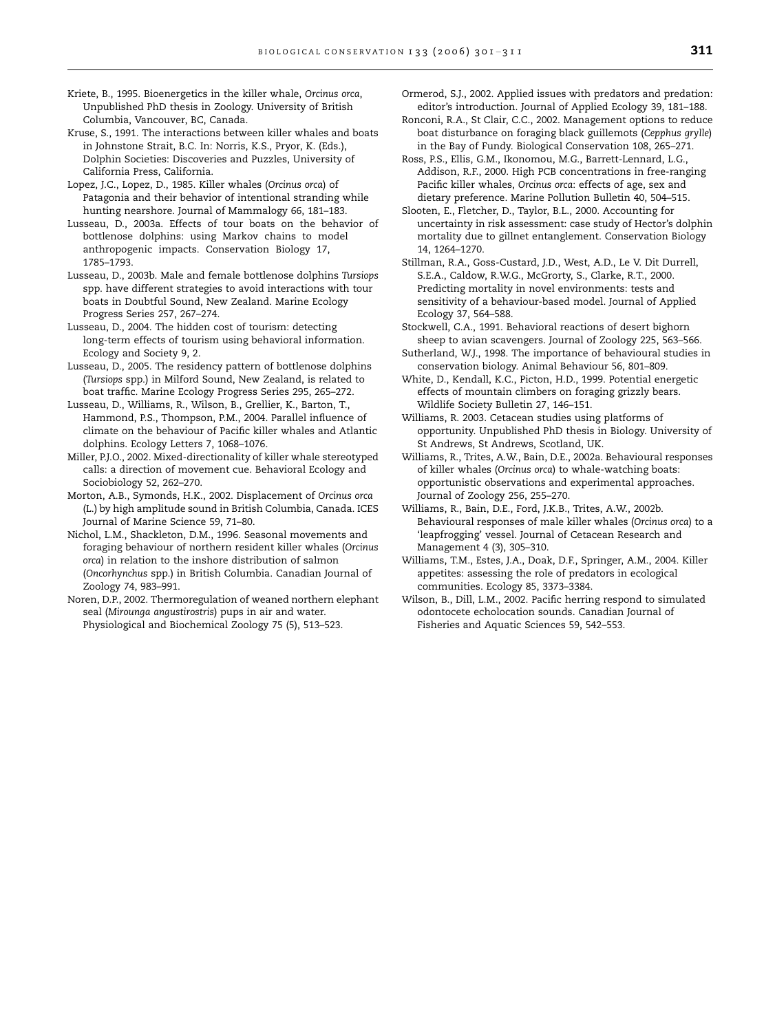Kriete, B., 1995. Bioenergetics in the killer whale, *Orcinus orca*, Unpublished PhD thesis in Zoology. University of British Columbia, Vancouver, BC, Canada.

Kruse, S., 1991. The interactions between killer whales and boats in Johnstone Strait, B.C. In: Norris, K.S., Pryor, K. (Eds.), Dolphin Societies: Discoveries and Puzzles, University of California Press, California.

Lopez, J.C., Lopez, D., 1985. Killer whales (*Orcinus orca*) of Patagonia and their behavior of intentional stranding while hunting nearshore. Journal of Mammalogy 66, 181–183.

Lusseau, D., 2003a. Effects of tour boats on the behavior of bottlenose dolphins: using Markov chains to model anthropogenic impacts. Conservation Biology 17, 1785–1793.

Lusseau, D., 2003b. Male and female bottlenose dolphins *Tursiops* spp. have different strategies to avoid interactions with tour boats in Doubtful Sound, New Zealand. Marine Ecology Progress Series 257, 267–274.

Lusseau, D., 2004. The hidden cost of tourism: detecting long-term effects of tourism using behavioral information. Ecology and Society 9, 2.

Lusseau, D., 2005. The residency pattern of bottlenose dolphins (*Tursiops* spp.) in Milford Sound, New Zealand, is related to boat traffic. Marine Ecology Progress Series 295, 265–272.

Lusseau, D., Williams, R., Wilson, B., Grellier, K., Barton, T., Hammond, P.S., Thompson, P.M., 2004. Parallel influence of climate on the behaviour of Pacific killer whales and Atlantic dolphins. Ecology Letters 7, 1068–1076.

Miller, P.J.O., 2002. Mixed-directionality of killer whale stereotyped calls: a direction of movement cue. Behavioral Ecology and Sociobiology 52, 262–270.

Morton, A.B., Symonds, H.K., 2002. Displacement of *Orcinus orca* (L.) by high amplitude sound in British Columbia, Canada. ICES Journal of Marine Science 59, 71–80.

Nichol, L.M., Shackleton, D.M., 1996. Seasonal movements and foraging behaviour of northern resident killer whales (*Orcinus orca*) in relation to the inshore distribution of salmon (*Oncorhynchus* spp.) in British Columbia. Canadian Journal of Zoology 74, 983–991.

Noren, D.P., 2002. Thermoregulation of weaned northern elephant seal (*Mirounga angustirostris*) pups in air and water. Physiological and Biochemical Zoology 75 (5), 513–523.

Ormerod, S.J., 2002. Applied issues with predators and predation: editor's introduction. Journal of Applied Ecology 39, 181–188.

Ronconi, R.A., St Clair, C.C., 2002. Management options to reduce boat disturbance on foraging black guillemots (*Cepphus grylle*) in the Bay of Fundy. Biological Conservation 108, 265–271.

Ross, P.S., Ellis, G.M., Ikonomou, M.G., Barrett-Lennard, L.G., Addison, R.F., 2000. High PCB concentrations in free-ranging Pacific killer whales, *Orcinus orca*: effects of age, sex and dietary preference. Marine Pollution Bulletin 40, 504–515.

Slooten, E., Fletcher, D., Taylor, B.L., 2000. Accounting for uncertainty in risk assessment: case study of Hector's dolphin mortality due to gillnet entanglement. Conservation Biology 14, 1264–1270.

Stillman, R.A., Goss-Custard, J.D., West, A.D., Le V. Dit Durrell, S.E.A., Caldow, R.W.G., McGrorty, S., Clarke, R.T., 2000. Predicting mortality in novel environments: tests and sensitivity of a behaviour-based model. Journal of Applied Ecology 37, 564–588.

Stockwell, C.A., 1991. Behavioral reactions of desert bighorn sheep to avian scavengers. Journal of Zoology 225, 563–566.

Sutherland, W.J., 1998. The importance of behavioural studies in conservation biology. Animal Behaviour 56, 801–809.

White, D., Kendall, K.C., Picton, H.D., 1999. Potential energetic effects of mountain climbers on foraging grizzly bears. Wildlife Society Bulletin 27, 146–151.

Williams, R. 2003. Cetacean studies using platforms of opportunity. Unpublished PhD thesis in Biology. University of St Andrews, St Andrews, Scotland, UK.

Williams, R., Trites, A.W., Bain, D.E., 2002a. Behavioural responses of killer whales (*Orcinus orca*) to whale-watching boats: opportunistic observations and experimental approaches. Journal of Zoology 256, 255–270.

Williams, R., Bain, D.E., Ford, J.K.B., Trites, A.W., 2002b. Behavioural responses of male killer whales (*Orcinus orca*) to a 'leapfrogging' vessel. Journal of Cetacean Research and Management 4 (3), 305–310.

Williams, T.M., Estes, J.A., Doak, D.F., Springer, A.M., 2004. Killer appetites: assessing the role of predators in ecological communities. Ecology 85, 3373–3384.

Wilson, B., Dill, L.M., 2002. Pacific herring respond to simulated odontocete echolocation sounds. Canadian Journal of Fisheries and Aquatic Sciences 59, 542–553.